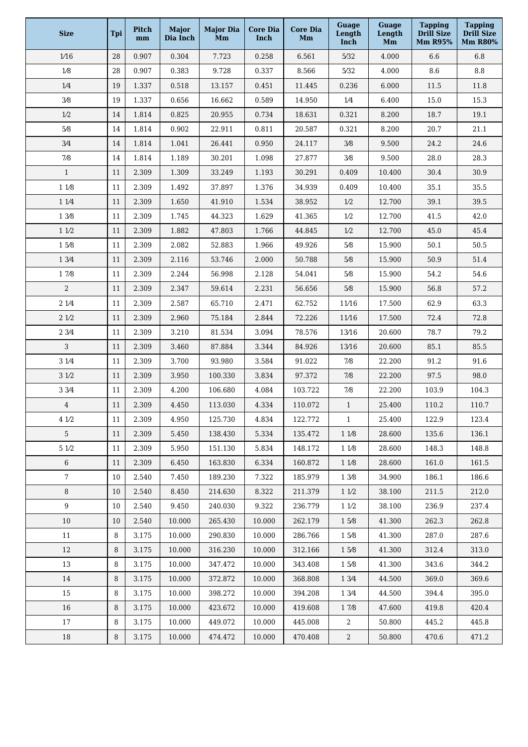| Size | Tpi | Pitch mm | Major Dia Inch | Major Dia Mm | Core Dia Inch | Core Dia Mm | Guage Length Inch | Guage Length Mm | Tapping Drill Size Mm R95% | Tapping Drill Size Mm R80% |
|---|---|---|---|---|---|---|---|---|---|---|
| 1⁄16 | 28 | 0.907 | 0.304 | 7.723 | 0.258 | 6.561 | 5⁄32 | 4.000 | 6.6 | 6.8 |
| 1⁄8 | 28 | 0.907 | 0.383 | 9.728 | 0.337 | 8.566 | 5⁄32 | 4.000 | 8.6 | 8.8 |
| 1⁄4 | 19 | 1.337 | 0.518 | 13.157 | 0.451 | 11.445 | 0.236 | 6.000 | 11.5 | 11.8 |
| 3⁄8 | 19 | 1.337 | 0.656 | 16.662 | 0.589 | 14.950 | 1⁄4 | 6.400 | 15.0 | 15.3 |
| 1⁄2 | 14 | 1.814 | 0.825 | 20.955 | 0.734 | 18.631 | 0.321 | 8.200 | 18.7 | 19.1 |
| 5⁄8 | 14 | 1.814 | 0.902 | 22.911 | 0.811 | 20.587 | 0.321 | 8.200 | 20.7 | 21.1 |
| 3⁄4 | 14 | 1.814 | 1.041 | 26.441 | 0.950 | 24.117 | 3⁄8 | 9.500 | 24.2 | 24.6 |
| 7⁄8 | 14 | 1.814 | 1.189 | 30.201 | 1.098 | 27.877 | 3⁄8 | 9.500 | 28.0 | 28.3 |
| 1 | 11 | 2.309 | 1.309 | 33.249 | 1.193 | 30.291 | 0.409 | 10.400 | 30.4 | 30.9 |
| 1 1⁄8 | 11 | 2.309 | 1.492 | 37.897 | 1.376 | 34.939 | 0.409 | 10.400 | 35.1 | 35.5 |
| 1 1⁄4 | 11 | 2.309 | 1.650 | 41.910 | 1.534 | 38.952 | 1⁄2 | 12.700 | 39.1 | 39.5 |
| 1 3⁄8 | 11 | 2.309 | 1.745 | 44.323 | 1.629 | 41.365 | 1⁄2 | 12.700 | 41.5 | 42.0 |
| 1 1⁄2 | 11 | 2.309 | 1.882 | 47.803 | 1.766 | 44.845 | 1⁄2 | 12.700 | 45.0 | 45.4 |
| 1 5⁄8 | 11 | 2.309 | 2.082 | 52.883 | 1.966 | 49.926 | 5⁄8 | 15.900 | 50.1 | 50.5 |
| 1 3⁄4 | 11 | 2.309 | 2.116 | 53.746 | 2.000 | 50.788 | 5⁄8 | 15.900 | 50.9 | 51.4 |
| 1 7⁄8 | 11 | 2.309 | 2.244 | 56.998 | 2.128 | 54.041 | 5⁄8 | 15.900 | 54.2 | 54.6 |
| 2 | 11 | 2.309 | 2.347 | 59.614 | 2.231 | 56.656 | 5⁄8 | 15.900 | 56.8 | 57.2 |
| 2 1⁄4 | 11 | 2.309 | 2.587 | 65.710 | 2.471 | 62.752 | 11⁄16 | 17.500 | 62.9 | 63.3 |
| 2 1⁄2 | 11 | 2.309 | 2.960 | 75.184 | 2.844 | 72.226 | 11⁄16 | 17.500 | 72.4 | 72.8 |
| 2 3⁄4 | 11 | 2.309 | 3.210 | 81.534 | 3.094 | 78.576 | 13⁄16 | 20.600 | 78.7 | 79.2 |
| 3 | 11 | 2.309 | 3.460 | 87.884 | 3.344 | 84.926 | 13⁄16 | 20.600 | 85.1 | 85.5 |
| 3 1⁄4 | 11 | 2.309 | 3.700 | 93.980 | 3.584 | 91.022 | 7⁄8 | 22.200 | 91.2 | 91.6 |
| 3 1⁄2 | 11 | 2.309 | 3.950 | 100.330 | 3.834 | 97.372 | 7⁄8 | 22.200 | 97.5 | 98.0 |
| 3 3⁄4 | 11 | 2.309 | 4.200 | 106.680 | 4.084 | 103.722 | 7⁄8 | 22.200 | 103.9 | 104.3 |
| 4 | 11 | 2.309 | 4.450 | 113.030 | 4.334 | 110.072 | 1 | 25.400 | 110.2 | 110.7 |
| 4 1⁄2 | 11 | 2.309 | 4.950 | 125.730 | 4.834 | 122.772 | 1 | 25.400 | 122.9 | 123.4 |
| 5 | 11 | 2.309 | 5.450 | 138.430 | 5.334 | 135.472 | 1 1⁄8 | 28.600 | 135.6 | 136.1 |
| 5 1⁄2 | 11 | 2.309 | 5.950 | 151.130 | 5.834 | 148.172 | 1 1⁄8 | 28.600 | 148.3 | 148.8 |
| 6 | 11 | 2.309 | 6.450 | 163.830 | 6.334 | 160.872 | 1 1⁄8 | 28.600 | 161.0 | 161.5 |
| 7 | 10 | 2.540 | 7.450 | 189.230 | 7.322 | 185.979 | 1 3⁄8 | 34.900 | 186.1 | 186.6 |
| 8 | 10 | 2.540 | 8.450 | 214.630 | 8.322 | 211.379 | 1 1⁄2 | 38.100 | 211.5 | 212.0 |
| 9 | 10 | 2.540 | 9.450 | 240.030 | 9.322 | 236.779 | 1 1⁄2 | 38.100 | 236.9 | 237.4 |
| 10 | 10 | 2.540 | 10.000 | 265.430 | 10.000 | 262.179 | 1 5⁄8 | 41.300 | 262.3 | 262.8 |
| 11 | 8 | 3.175 | 10.000 | 290.830 | 10.000 | 286.766 | 1 5⁄8 | 41.300 | 287.0 | 287.6 |
| 12 | 8 | 3.175 | 10.000 | 316.230 | 10.000 | 312.166 | 1 5⁄8 | 41.300 | 312.4 | 313.0 |
| 13 | 8 | 3.175 | 10.000 | 347.472 | 10.000 | 343.408 | 1 5⁄8 | 41.300 | 343.6 | 344.2 |
| 14 | 8 | 3.175 | 10.000 | 372.872 | 10.000 | 368.808 | 1 3⁄4 | 44.500 | 369.0 | 369.6 |
| 15 | 8 | 3.175 | 10.000 | 398.272 | 10.000 | 394.208 | 1 3⁄4 | 44.500 | 394.4 | 395.0 |
| 16 | 8 | 3.175 | 10.000 | 423.672 | 10.000 | 419.608 | 1 7⁄8 | 47.600 | 419.8 | 420.4 |
| 17 | 8 | 3.175 | 10.000 | 449.072 | 10.000 | 445.008 | 2 | 50.800 | 445.2 | 445.8 |
| 18 | 8 | 3.175 | 10.000 | 474.472 | 10.000 | 470.408 | 2 | 50.800 | 470.6 | 471.2 |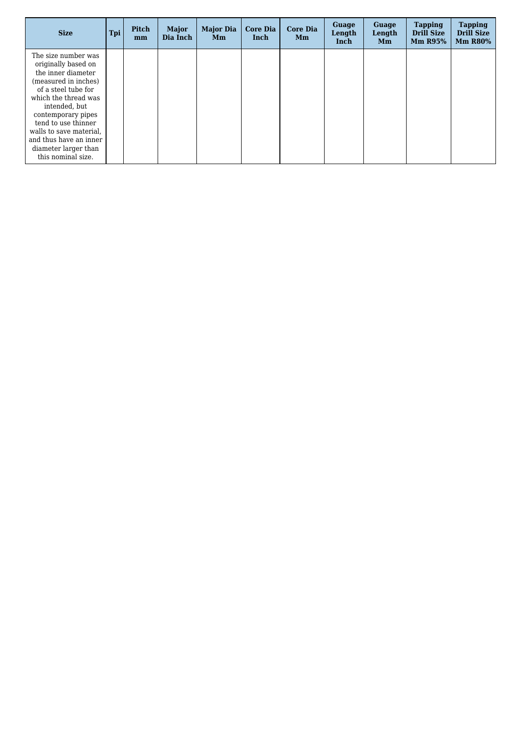| Size | Tpi | Pitch mm | Major Dia Inch | Major Dia Mm | Core Dia Inch | Core Dia Mm | Guage Length Inch | Guage Length Mm | Tapping Drill Size Mm R95% | Tapping Drill Size Mm R80% |
|---|---|---|---|---|---|---|---|---|---|---|
| The size number was originally based on the inner diameter (measured in inches) of a steel tube for which the thread was intended, but contemporary pipes tend to use thinner walls to save material, and thus have an inner diameter larger than this nominal size. | | | | | | | | | | |